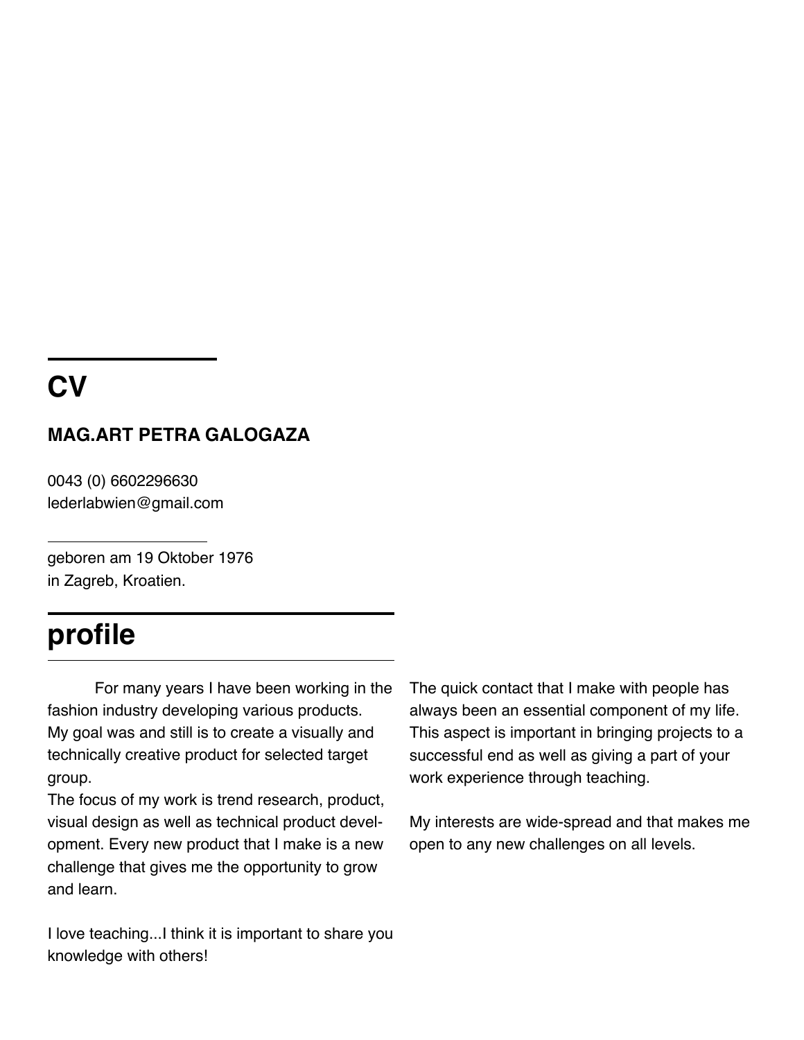# CV

## MAG.ART PETRA GALOGAZA

0043 (0) 6602296630
lederlabwien@gmail.com

geboren am 19 Oktober 1976
in Zagreb, Kroatien.

## profile

For many years I have been working in the fashion industry developing various products.
My goal was and still is to create a visually and technically creative product for selected target group.
The focus of my work is trend research, product, visual design as well as technical product development. Every new product that I make is a new challenge that gives me the opportunity to grow and learn.

I love teaching...I think it is important to share you knowledge with others!

The quick contact that I make with people has always been an essential component of my life. This aspect is important in bringing projects to a successful end as well as giving a part of your work experience through teaching.

My interests are wide-spread and that makes me open to any new challenges on all levels.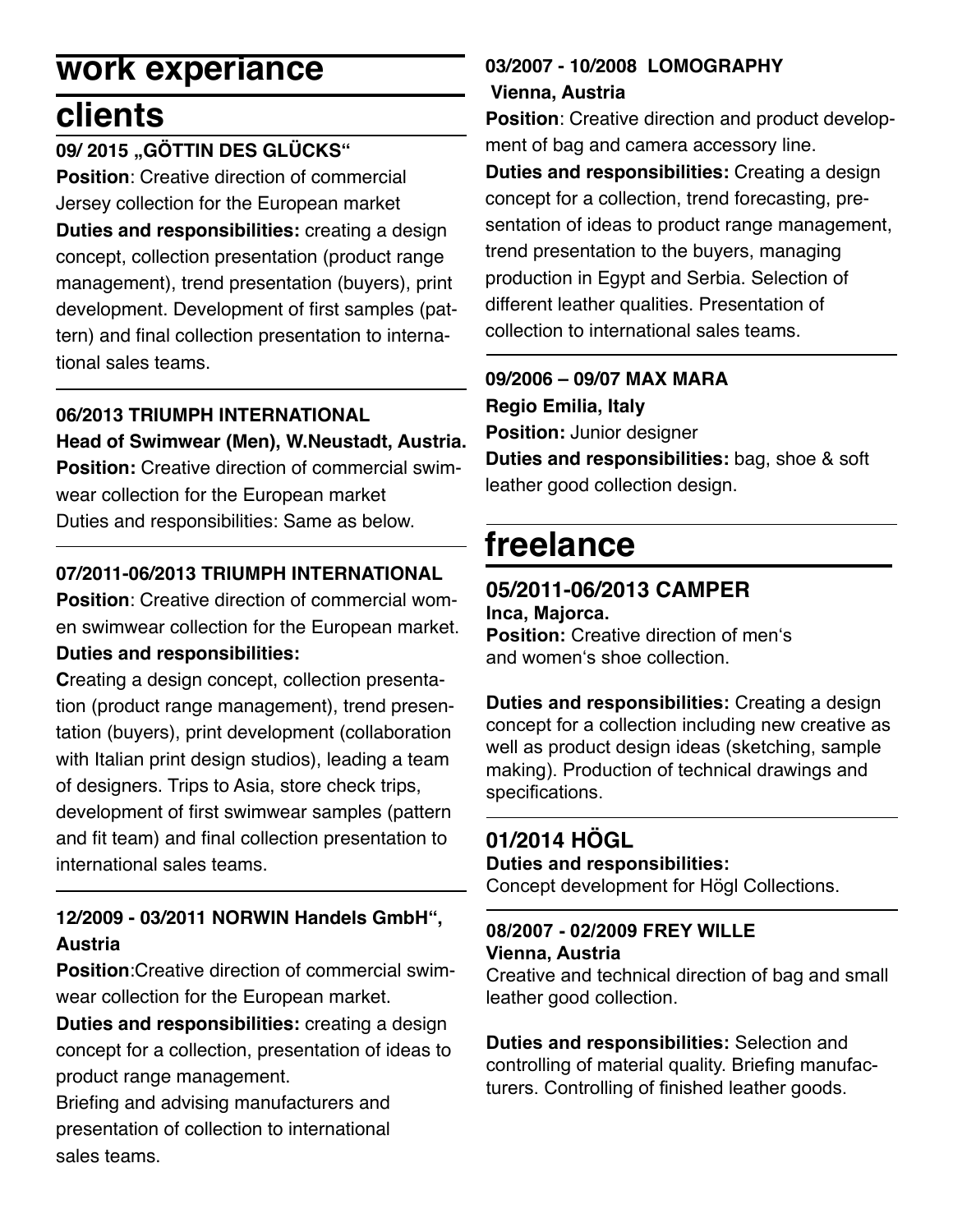# work experiance

## clients

### 09/ 2015 „GÖTTIN DES GLÜCKS“

**Position**: Creative direction of commercial Jersey collection for the European market

**Duties and responsibilities:** creating a design concept, collection presentation (product range management), trend presentation (buyers), print development. Development of first samples (pattern) and final collection presentation to international sales teams.

### 06/2013 TRIUMPH INTERNATIONAL

**Head of Swimwear (Men), W.Neustadt, Austria.**

**Position:** Creative direction of commercial swimwear collection for the European market

Duties and responsibilities: Same as below.

### 07/2011-06/2013 TRIUMPH INTERNATIONAL

**Position**: Creative direction of commercial women swimwear collection for the European market.

**Duties and responsibilities:**

**C**reating a design concept, collection presentation (product range management), trend presentation (buyers), print development (collaboration with Italian print design studios), leading a team of designers. Trips to Asia, store check trips, development of first swimwear samples (pattern and fit team) and final collection presentation to international sales teams.

### 12/2009 - 03/2011 NORWIN Handels GmbH“, Austria

**Position**:Creative direction of commercial swimwear collection for the European market.

**Duties and responsibilities:** creating a design concept for a collection, presentation of ideas to product range management.

Briefing and advising manufacturers and presentation of collection to international sales teams.

### 03/2007 - 10/2008 LOMOGRAPHY Vienna, Austria

**Position**: Creative direction and product development of bag and camera accessory line.

**Duties and responsibilities:** Creating a design concept for a collection, trend forecasting, presentation of ideas to product range management, trend presentation to the buyers, managing production in Egypt and Serbia. Selection of different leather qualities. Presentation of collection to international sales teams.

### 09/2006 – 09/07 MAX MARA

**Regio Emilia, Italy**

**Position:** Junior designer

**Duties and responsibilities:** bag, shoe & soft leather good collection design.

## freelance

### 05/2011-06/2013 CAMPER

**Inca, Majorca.**

**Position:** Creative direction of men‘s and women‘s shoe collection.

**Duties and responsibilities:** Creating a design concept for a collection including new creative as well as product design ideas (sketching, sample making). Production of technical drawings and specifications.

### 01/2014 HÖGL

**Duties and responsibilities:**

Concept development for Högl Collections.

### 08/2007 - 02/2009 FREY WILLE

**Vienna, Austria**

Creative and technical direction of bag and small leather good collection.

**Duties and responsibilities:** Selection and controlling of material quality. Briefing manufacturers. Controlling of finished leather goods.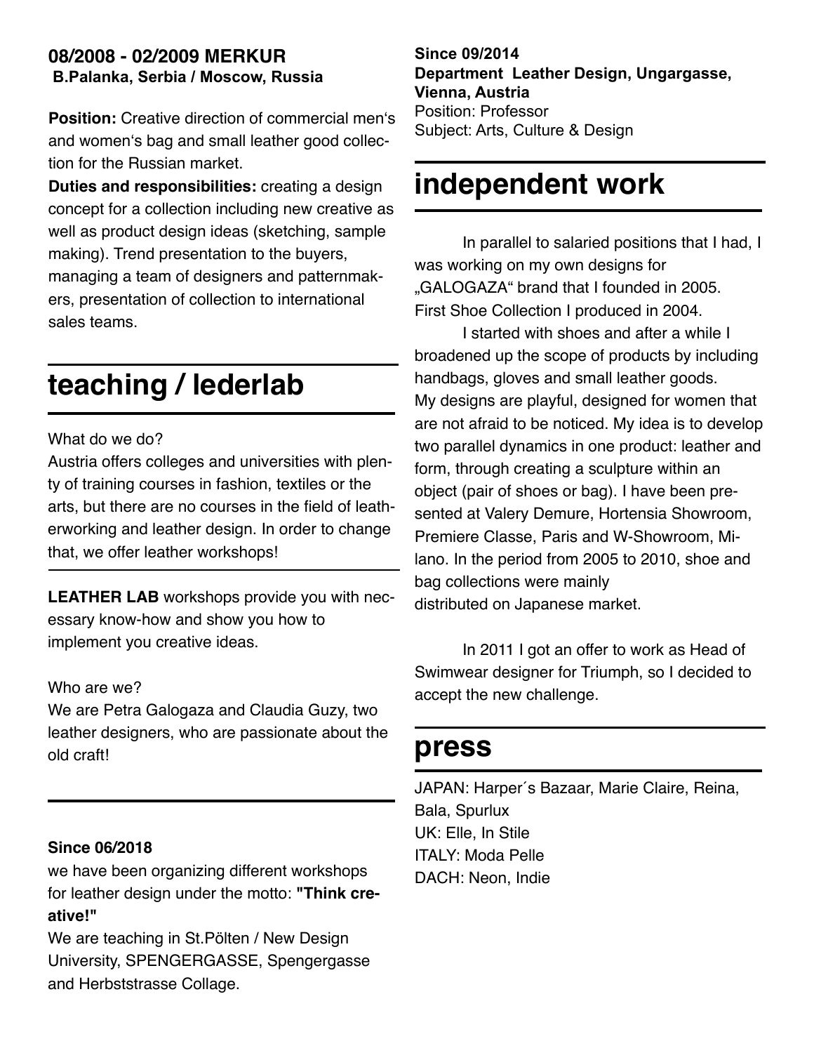**08/2008 - 02/2009 MERKUR**
**B.Palanka, Serbia / Moscow, Russia**

**Position:** Creative direction of commercial men's and women's bag and small leather good collection for the Russian market.

**Duties and responsibilities:** creating a design concept for a collection including new creative as well as product design ideas (sketching, sample making). Trend presentation to the buyers, managing a team of designers and patternmakers, presentation of collection to international sales teams.

# teaching / lederlab

What do we do?
Austria offers colleges and universities with plenty of training courses in fashion, textiles or the arts, but there are no courses in the field of leatherworking and leather design. In order to change that, we offer leather workshops!

**LEATHER LAB** workshops provide you with necessary know-how and show you how to implement you creative ideas.

Who are we?
We are Petra Galogaza and Claudia Guzy, two leather designers, who are passionate about the old craft!

**Since 06/2018**
we have been organizing different workshops for leather design under the motto: **"Think creative!"**
We are teaching in St.Pölten / New Design University, SPENGERGASSE, Spengergasse and Herbststrasse Collage.

**Since 09/2014**
**Department Leather Design, Ungargasse, Vienna, Austria**
Position: Professor
Subject: Arts, Culture & Design

# independent work

In parallel to salaried positions that I had, I was working on my own designs for „GALOGAZA" brand that I founded in 2005. First Shoe Collection I produced in 2004.

I started with shoes and after a while I broadened up the scope of products by including handbags, gloves and small leather goods. My designs are playful, designed for women that are not afraid to be noticed. My idea is to develop two parallel dynamics in one product: leather and form, through creating a sculpture within an object (pair of shoes or bag). I have been presented at Valery Demure, Hortensia Showroom, Premiere Classe, Paris and W-Showroom, Milano. In the period from 2005 to 2010, shoe and bag collections were mainly distributed on Japanese market.

In 2011 I got an offer to work as Head of Swimwear designer for Triumph, so I decided to accept the new challenge.

# press

JAPAN: Harper´s Bazaar, Marie Claire, Reina, Bala, Spurlux
UK: Elle, In Stile
ITALY: Moda Pelle
DACH: Neon, Indie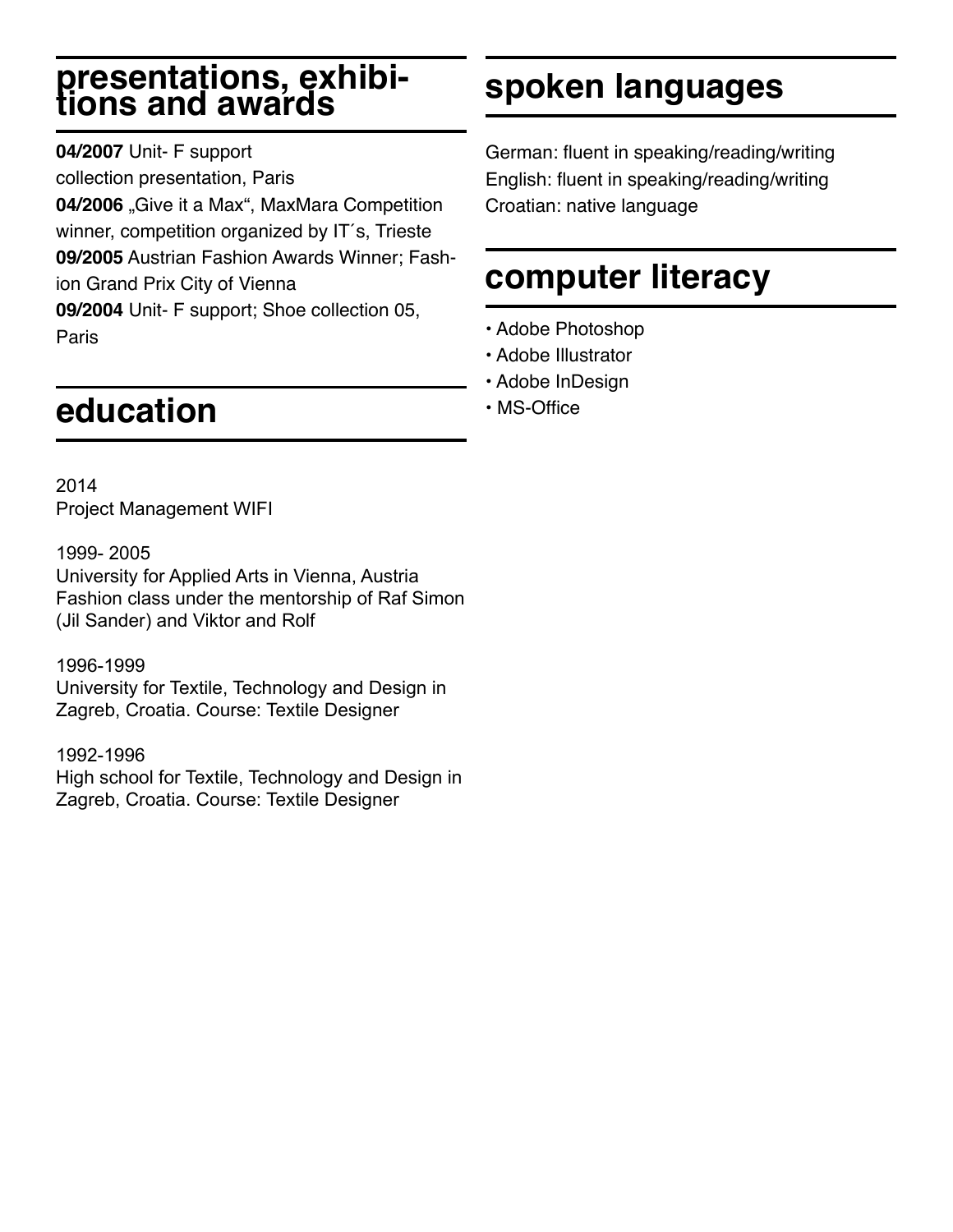## presentations, exhibitions and awards

**04/2007** Unit- F support
collection presentation, Paris
**04/2006** „Give it a Max", MaxMara Competition winner, competition organized by IT´s, Trieste
**09/2005** Austrian Fashion Awards Winner; Fashion Grand Prix City of Vienna
**09/2004** Unit- F support; Shoe collection 05, Paris

## education

2014
Project Management WIFI

1999- 2005
University for Applied Arts in Vienna, Austria
Fashion class under the mentorship of Raf Simon (Jil Sander) and Viktor and Rolf

1996-1999
University for Textile, Technology and Design in Zagreb, Croatia. Course: Textile Designer

1992-1996
High school for Textile, Technology and Design in Zagreb, Croatia. Course: Textile Designer

## spoken languages

German: fluent in speaking/reading/writing
English: fluent in speaking/reading/writing
Croatian: native language

## computer literacy

- Adobe Photoshop
- Adobe Illustrator
- Adobe InDesign
- MS-Office